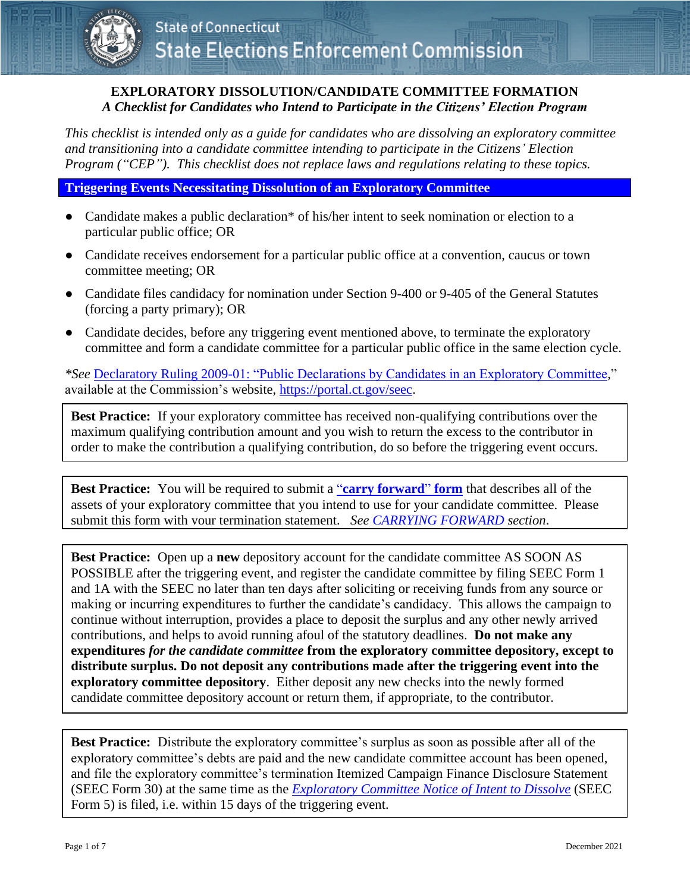State of Connecticut
State Elections Enforcement Commission

# EXPLORATORY DISSOLUTION/CANDIDATE COMMITTEE FORMATION

*A Checklist for Candidates who Intend to Participate in the Citizens' Election Program*

*This checklist is intended only as a guide for candidates who are dissolving an exploratory committee and transitioning into a candidate committee intending to participate in the Citizens' Election Program ("CEP"). This checklist does not replace laws and regulations relating to these topics.*

## Triggering Events Necessitating Dissolution of an Exploratory Committee

- Candidate makes a public declaration* of his/her intent to seek nomination or election to a particular public office; OR
- Candidate receives endorsement for a particular public office at a convention, caucus or town committee meeting; OR
- Candidate files candidacy for nomination under Section 9-400 or 9-405 of the General Statutes (forcing a party primary); OR
- Candidate decides, before any triggering event mentioned above, to terminate the exploratory committee and form a candidate committee for a particular public office in the same election cycle.

**See* Declaratory Ruling 2009-01: "Public Declarations by Candidates in an Exploratory Committee," available at the Commission's website, https://portal.ct.gov/seec.

> **Best Practice:** If your exploratory committee has received non-qualifying contributions over the maximum qualifying contribution amount and you wish to return the excess to the contributor in order to make the contribution a qualifying contribution, do so before the triggering event occurs.

> **Best Practice:** You will be required to submit a **"carry forward" form** that describes all of the assets of your exploratory committee that you intend to use for your candidate committee. Please submit this form with your termination statement. *See CARRYING FORWARD section*.

> **Best Practice:** Open up a **new** depository account for the candidate committee AS SOON AS POSSIBLE after the triggering event, and register the candidate committee by filing SEEC Form 1 and 1A with the SEEC no later than ten days after soliciting or receiving funds from any source or making or incurring expenditures to further the candidate's candidacy. This allows the campaign to continue without interruption, provides a place to deposit the surplus and any other newly arrived contributions, and helps to avoid running afoul of the statutory deadlines. **Do not make any expenditures *for the candidate committee* from the exploratory committee depository, except to distribute surplus. Do not deposit any contributions made after the triggering event into the exploratory committee depository**. Either deposit any new checks into the newly formed candidate committee depository account or return them, if appropriate, to the contributor.

> **Best Practice:** Distribute the exploratory committee's surplus as soon as possible after all of the exploratory committee's debts are paid and the new candidate committee account has been opened, and file the exploratory committee's termination Itemized Campaign Finance Disclosure Statement (SEEC Form 30) at the same time as the *Exploratory Committee Notice of Intent to Dissolve* (SEEC Form 5) is filed, i.e. within 15 days of the triggering event.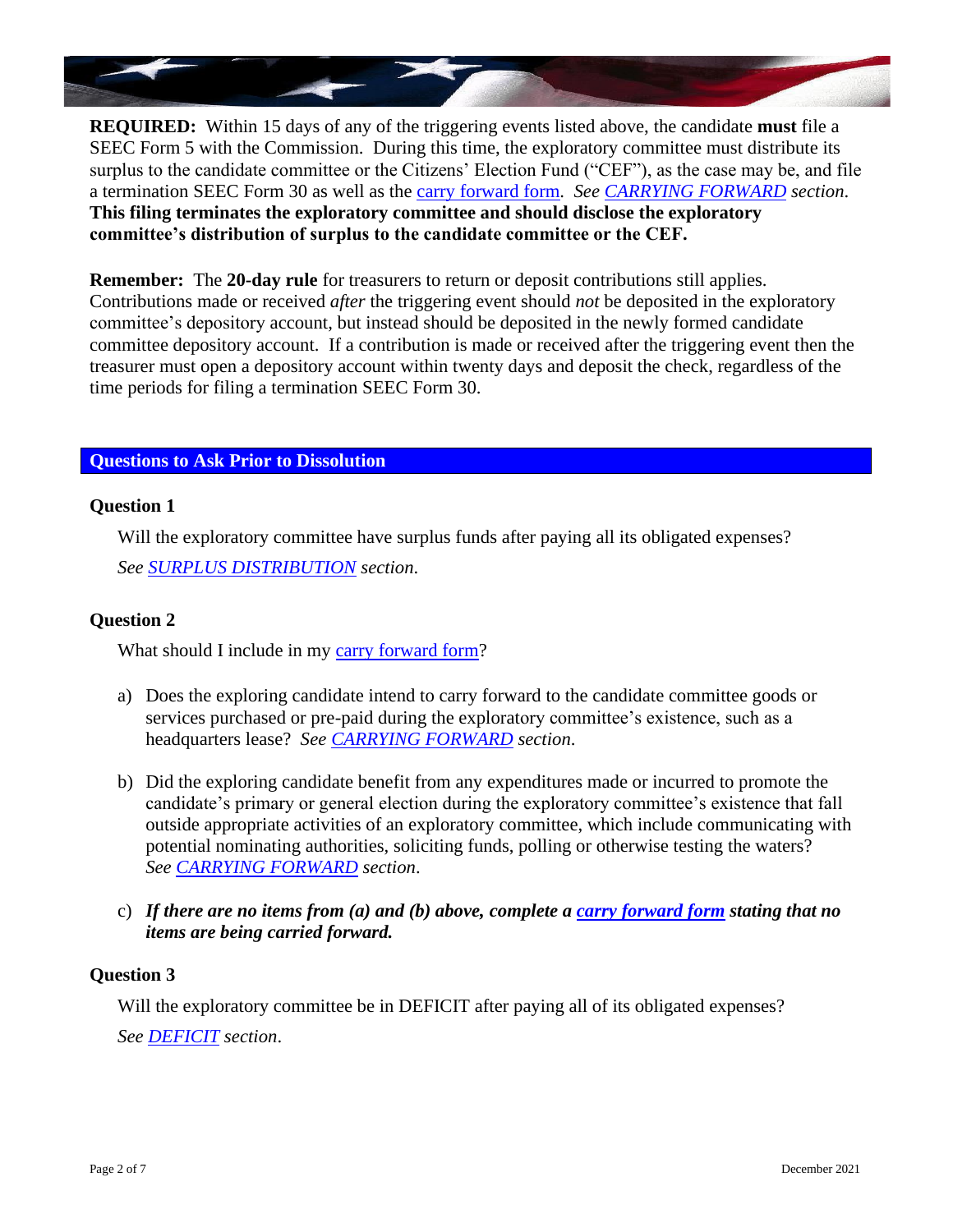**REQUIRED:** Within 15 days of any of the triggering events listed above, the candidate **must** file a SEEC Form 5 with the Commission. During this time, the exploratory committee must distribute its surplus to the candidate committee or the Citizens' Election Fund ("CEF"), as the case may be, and file a termination SEEC Form 30 as well as the carry forward form. *See CARRYING FORWARD section.* **This filing terminates the exploratory committee and should disclose the exploratory committee's distribution of surplus to the candidate committee or the CEF.**

**Remember:** The **20-day rule** for treasurers to return or deposit contributions still applies. Contributions made or received *after* the triggering event should *not* be deposited in the exploratory committee's depository account, but instead should be deposited in the newly formed candidate committee depository account. If a contribution is made or received after the triggering event then the treasurer must open a depository account within twenty days and deposit the check, regardless of the time periods for filing a termination SEEC Form 30.

## Questions to Ask Prior to Dissolution

### Question 1

Will the exploratory committee have surplus funds after paying all its obligated expenses?

*See SURPLUS DISTRIBUTION section.*

### Question 2

What should I include in my carry forward form?

a) Does the exploring candidate intend to carry forward to the candidate committee goods or services purchased or pre-paid during the exploratory committee's existence, such as a headquarters lease? *See CARRYING FORWARD section.*

b) Did the exploring candidate benefit from any expenditures made or incurred to promote the candidate's primary or general election during the exploratory committee's existence that fall outside appropriate activities of an exploratory committee, which include communicating with potential nominating authorities, soliciting funds, polling or otherwise testing the waters? *See CARRYING FORWARD section.*

c) ***If there are no items from (a) and (b) above, complete a carry forward form stating that no items are being carried forward.***

### Question 3

Will the exploratory committee be in DEFICIT after paying all of its obligated expenses?

*See DEFICIT section.*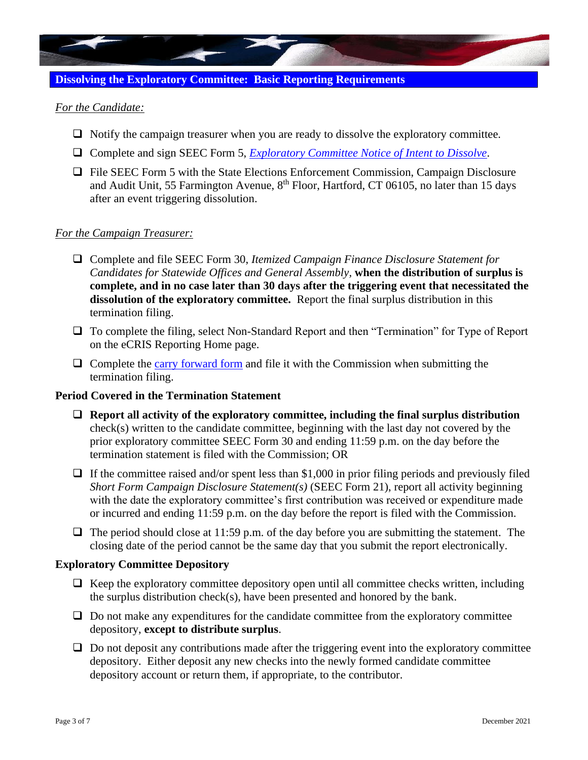## Dissolving the Exploratory Committee: Basic Reporting Requirements

*For the Candidate:*

- ❑ Notify the campaign treasurer when you are ready to dissolve the exploratory committee.
- ❑ Complete and sign SEEC Form 5, *Exploratory Committee Notice of Intent to Dissolve*.
- ❑ File SEEC Form 5 with the State Elections Enforcement Commission, Campaign Disclosure and Audit Unit, 55 Farmington Avenue, 8th Floor, Hartford, CT 06105, no later than 15 days after an event triggering dissolution.

*For the Campaign Treasurer:*

- ❑ Complete and file SEEC Form 30, *Itemized Campaign Finance Disclosure Statement for Candidates for Statewide Offices and General Assembly*, **when the distribution of surplus is complete, and in no case later than 30 days after the triggering event that necessitated the dissolution of the exploratory committee.** Report the final surplus distribution in this termination filing.
- ❑ To complete the filing, select Non-Standard Report and then "Termination" for Type of Report on the eCRIS Reporting Home page.
- ❑ Complete the carry forward form and file it with the Commission when submitting the termination filing.

**Period Covered in the Termination Statement**

- ❑ **Report all activity of the exploratory committee, including the final surplus distribution** check(s) written to the candidate committee, beginning with the last day not covered by the prior exploratory committee SEEC Form 30 and ending 11:59 p.m. on the day before the termination statement is filed with the Commission; OR
- ❑ If the committee raised and/or spent less than $1,000 in prior filing periods and previously filed *Short Form Campaign Disclosure Statement(s)* (SEEC Form 21), report all activity beginning with the date the exploratory committee's first contribution was received or expenditure made or incurred and ending 11:59 p.m. on the day before the report is filed with the Commission.
- ❑ The period should close at 11:59 p.m. of the day before you are submitting the statement. The closing date of the period cannot be the same day that you submit the report electronically.

**Exploratory Committee Depository**

- ❑ Keep the exploratory committee depository open until all committee checks written, including the surplus distribution check(s), have been presented and honored by the bank.
- ❑ Do not make any expenditures for the candidate committee from the exploratory committee depository, **except to distribute surplus**.
- ❑ Do not deposit any contributions made after the triggering event into the exploratory committee depository. Either deposit any new checks into the newly formed candidate committee depository account or return them, if appropriate, to the contributor.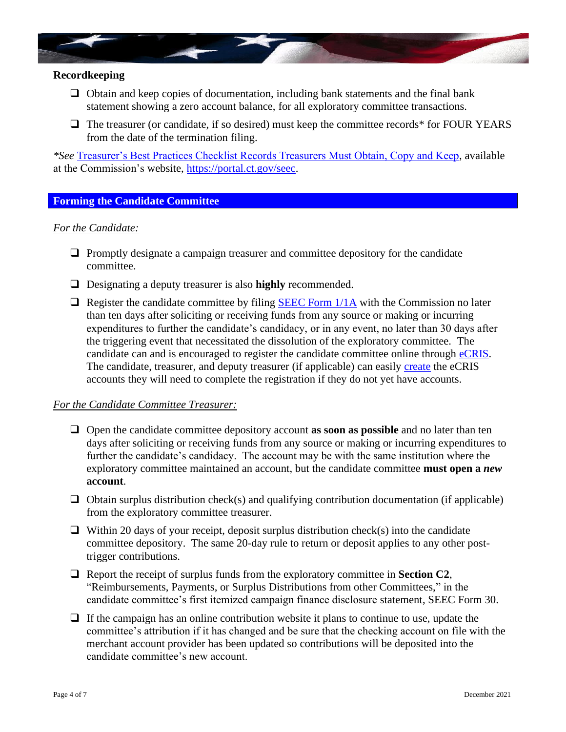## Recordkeeping

- ☐ Obtain and keep copies of documentation, including bank statements and the final bank statement showing a zero account balance, for all exploratory committee transactions.
- ☐ The treasurer (or candidate, if so desired) must keep the committee records* for FOUR YEARS from the date of the termination filing.

*\*See* Treasurer's Best Practices Checklist Records Treasurers Must Obtain, Copy and Keep, available at the Commission's website, https://portal.ct.gov/seec.

## Forming the Candidate Committee

*For the Candidate:*

- ☐ Promptly designate a campaign treasurer and committee depository for the candidate committee.
- ☐ Designating a deputy treasurer is also **highly** recommended.
- ☐ Register the candidate committee by filing SEEC Form 1/1A with the Commission no later than ten days after soliciting or receiving funds from any source or making or incurring expenditures to further the candidate's candidacy, or in any event, no later than 30 days after the triggering event that necessitated the dissolution of the exploratory committee. The candidate can and is encouraged to register the candidate committee online through eCRIS. The candidate, treasurer, and deputy treasurer (if applicable) can easily create the eCRIS accounts they will need to complete the registration if they do not yet have accounts.

*For the Candidate Committee Treasurer:*

- ☐ Open the candidate committee depository account **as soon as possible** and no later than ten days after soliciting or receiving funds from any source or making or incurring expenditures to further the candidate's candidacy. The account may be with the same institution where the exploratory committee maintained an account, but the candidate committee **must open a *new* account**.
- ☐ Obtain surplus distribution check(s) and qualifying contribution documentation (if applicable) from the exploratory committee treasurer.
- ☐ Within 20 days of your receipt, deposit surplus distribution check(s) into the candidate committee depository. The same 20-day rule to return or deposit applies to any other post-trigger contributions.
- ☐ Report the receipt of surplus funds from the exploratory committee in **Section C2**, "Reimbursements, Payments, or Surplus Distributions from other Committees," in the candidate committee's first itemized campaign finance disclosure statement, SEEC Form 30.
- ☐ If the campaign has an online contribution website it plans to continue to use, update the committee's attribution if it has changed and be sure that the checking account on file with the merchant account provider has been updated so contributions will be deposited into the candidate committee's new account.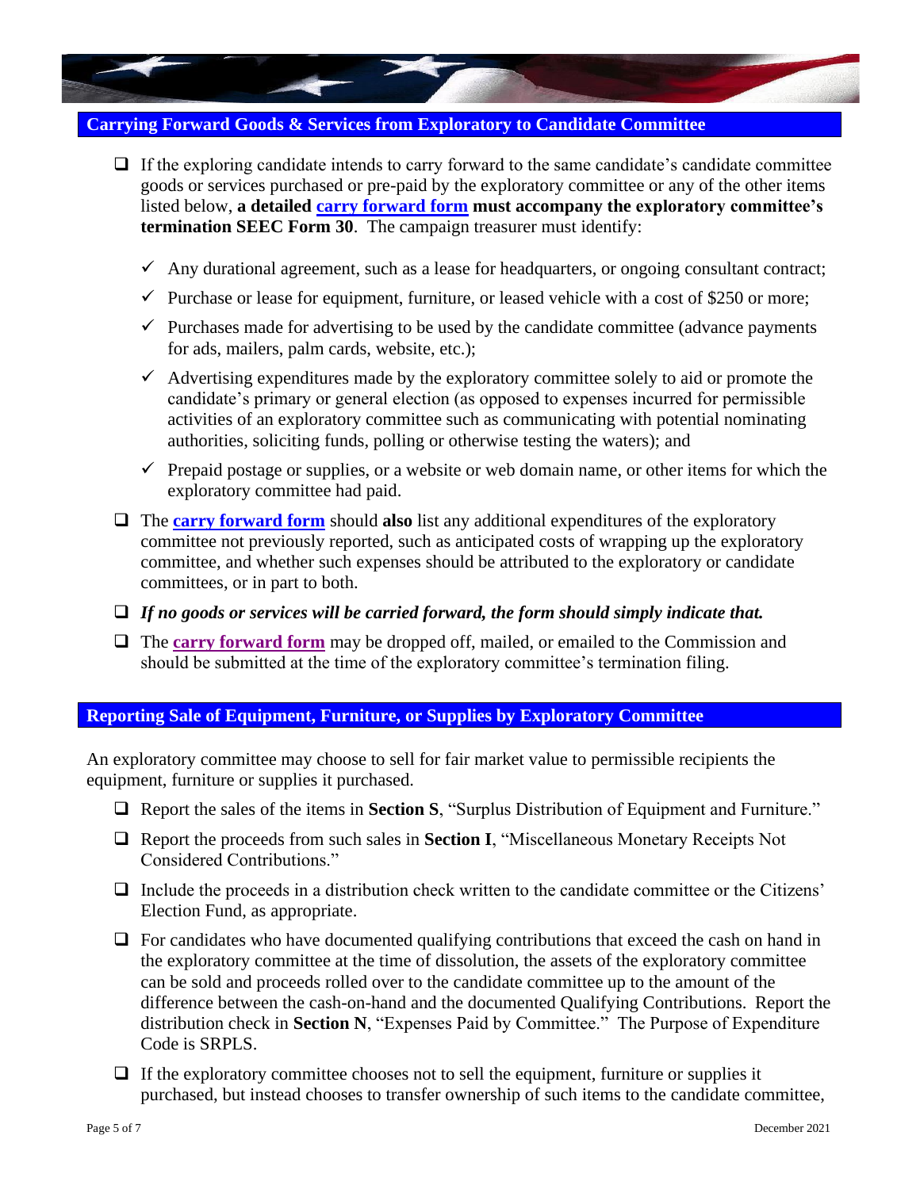## Carrying Forward Goods & Services from Exploratory to Candidate Committee

- If the exploring candidate intends to carry forward to the same candidate's candidate committee goods or services purchased or pre-paid by the exploratory committee or any of the other items listed below, **a detailed carry forward form must accompany the exploratory committee's termination SEEC Form 30**. The campaign treasurer must identify:
  - ✓ Any durational agreement, such as a lease for headquarters, or ongoing consultant contract;
  - ✓ Purchase or lease for equipment, furniture, or leased vehicle with a cost of $250 or more;
  - ✓ Purchases made for advertising to be used by the candidate committee (advance payments for ads, mailers, palm cards, website, etc.);
  - ✓ Advertising expenditures made by the exploratory committee solely to aid or promote the candidate's primary or general election (as opposed to expenses incurred for permissible activities of an exploratory committee such as communicating with potential nominating authorities, soliciting funds, polling or otherwise testing the waters); and
  - ✓ Prepaid postage or supplies, or a website or web domain name, or other items for which the exploratory committee had paid.
- The **carry forward form** should **also** list any additional expenditures of the exploratory committee not previously reported, such as anticipated costs of wrapping up the exploratory committee, and whether such expenses should be attributed to the exploratory or candidate committees, or in part to both.
- ***If no goods or services will be carried forward, the form should simply indicate that.***
- The **carry forward form** may be dropped off, mailed, or emailed to the Commission and should be submitted at the time of the exploratory committee's termination filing.

## Reporting Sale of Equipment, Furniture, or Supplies by Exploratory Committee

An exploratory committee may choose to sell for fair market value to permissible recipients the equipment, furniture or supplies it purchased.

- Report the sales of the items in **Section S**, "Surplus Distribution of Equipment and Furniture."
- Report the proceeds from such sales in **Section I**, "Miscellaneous Monetary Receipts Not Considered Contributions."
- Include the proceeds in a distribution check written to the candidate committee or the Citizens' Election Fund, as appropriate.
- For candidates who have documented qualifying contributions that exceed the cash on hand in the exploratory committee at the time of dissolution, the assets of the exploratory committee can be sold and proceeds rolled over to the candidate committee up to the amount of the difference between the cash-on-hand and the documented Qualifying Contributions. Report the distribution check in **Section N**, "Expenses Paid by Committee." The Purpose of Expenditure Code is SRPLS.
- If the exploratory committee chooses not to sell the equipment, furniture or supplies it purchased, but instead chooses to transfer ownership of such items to the candidate committee,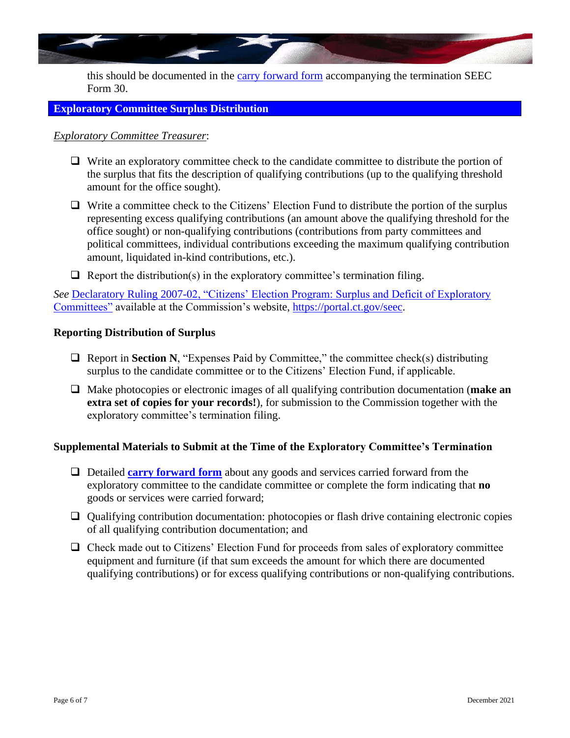this should be documented in the carry forward form accompanying the termination SEEC Form 30.

## Exploratory Committee Surplus Distribution

*Exploratory Committee Treasurer*:

- ☐ Write an exploratory committee check to the candidate committee to distribute the portion of the surplus that fits the description of qualifying contributions (up to the qualifying threshold amount for the office sought).
- ☐ Write a committee check to the Citizens' Election Fund to distribute the portion of the surplus representing excess qualifying contributions (an amount above the qualifying threshold for the office sought) or non-qualifying contributions (contributions from party committees and political committees, individual contributions exceeding the maximum qualifying contribution amount, liquidated in-kind contributions, etc.).
- ☐ Report the distribution(s) in the exploratory committee's termination filing.

*See* Declaratory Ruling 2007-02, "Citizens' Election Program: Surplus and Deficit of Exploratory Committees" available at the Commission's website, https://portal.ct.gov/seec.

### Reporting Distribution of Surplus

- ☐ Report in **Section N**, "Expenses Paid by Committee," the committee check(s) distributing surplus to the candidate committee or to the Citizens' Election Fund, if applicable.
- ☐ Make photocopies or electronic images of all qualifying contribution documentation (**make an extra set of copies for your records!**), for submission to the Commission together with the exploratory committee's termination filing.

### Supplemental Materials to Submit at the Time of the Exploratory Committee's Termination

- ☐ Detailed **carry forward form** about any goods and services carried forward from the exploratory committee to the candidate committee or complete the form indicating that **no** goods or services were carried forward;
- ☐ Qualifying contribution documentation: photocopies or flash drive containing electronic copies of all qualifying contribution documentation; and
- ☐ Check made out to Citizens' Election Fund for proceeds from sales of exploratory committee equipment and furniture (if that sum exceeds the amount for which there are documented qualifying contributions) or for excess qualifying contributions or non-qualifying contributions.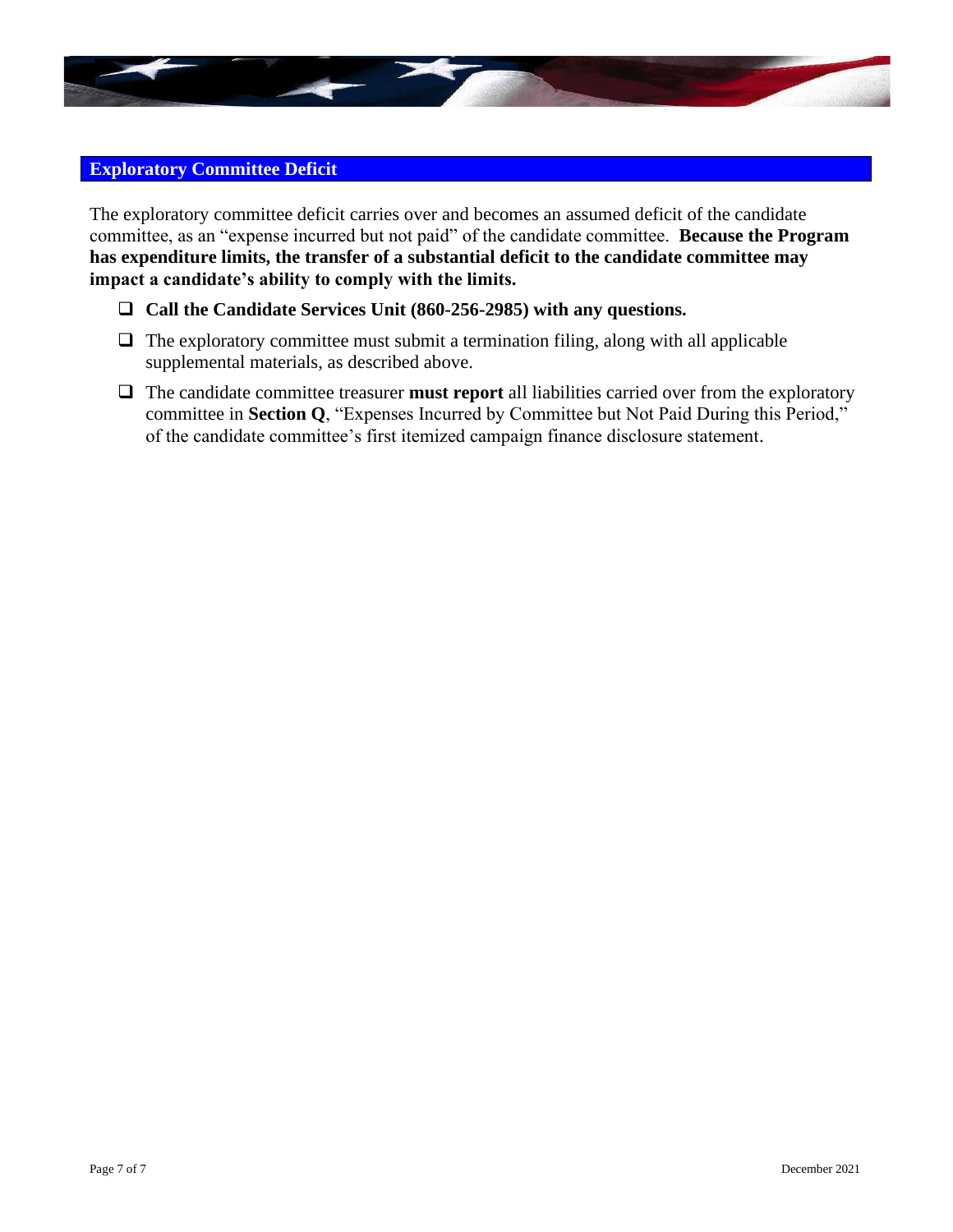## Exploratory Committee Deficit

The exploratory committee deficit carries over and becomes an assumed deficit of the candidate committee, as an "expense incurred but not paid" of the candidate committee. **Because the Program has expenditure limits, the transfer of a substantial deficit to the candidate committee may impact a candidate's ability to comply with the limits.**

- ☐ **Call the Candidate Services Unit (860-256-2985) with any questions.**
- ☐ The exploratory committee must submit a termination filing, along with all applicable supplemental materials, as described above.
- ☐ The candidate committee treasurer **must report** all liabilities carried over from the exploratory committee in **Section Q**, "Expenses Incurred by Committee but Not Paid During this Period," of the candidate committee's first itemized campaign finance disclosure statement.